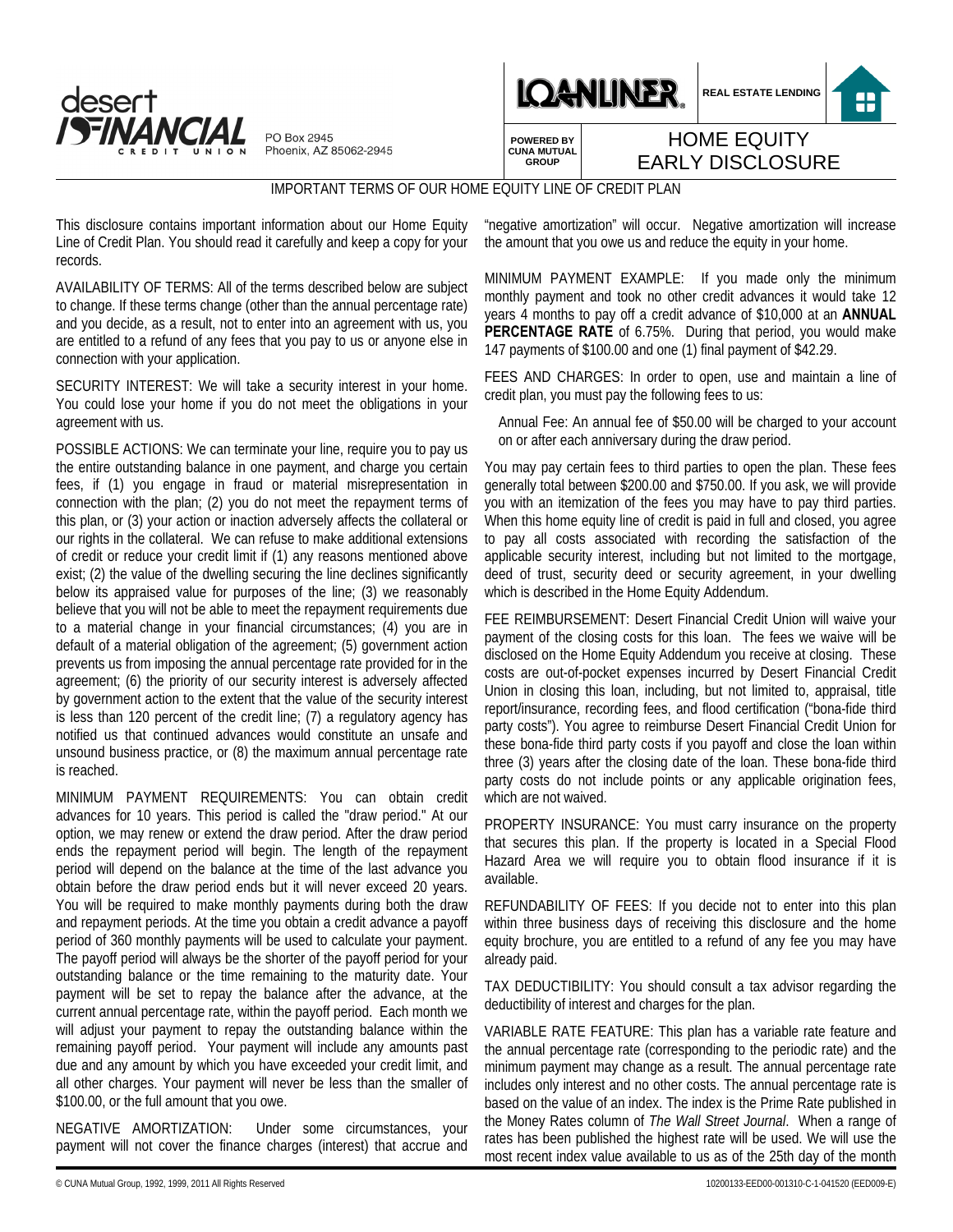desert FINANCIAL CREDIT UNION

PO Box 2945
Phoenix, AZ 85062-2945

LOANLINER®
POWERED BY CUNA MUTUAL GROUP

REAL ESTATE LENDING

# HOME EQUITY EARLY DISCLOSURE

## IMPORTANT TERMS OF OUR HOME EQUITY LINE OF CREDIT PLAN

This disclosure contains important information about our Home Equity Line of Credit Plan. You should read it carefully and keep a copy for your records.

AVAILABILITY OF TERMS: All of the terms described below are subject to change. If these terms change (other than the annual percentage rate) and you decide, as a result, not to enter into an agreement with us, you are entitled to a refund of any fees that you pay to us or anyone else in connection with your application.

SECURITY INTEREST: We will take a security interest in your home. You could lose your home if you do not meet the obligations in your agreement with us.

POSSIBLE ACTIONS: We can terminate your line, require you to pay us the entire outstanding balance in one payment, and charge you certain fees, if (1) you engage in fraud or material misrepresentation in connection with the plan; (2) you do not meet the repayment terms of this plan, or (3) your action or inaction adversely affects the collateral or our rights in the collateral. We can refuse to make additional extensions of credit or reduce your credit limit if (1) any reasons mentioned above exist; (2) the value of the dwelling securing the line declines significantly below its appraised value for purposes of the line; (3) we reasonably believe that you will not be able to meet the repayment requirements due to a material change in your financial circumstances; (4) you are in default of a material obligation of the agreement; (5) government action prevents us from imposing the annual percentage rate provided for in the agreement; (6) the priority of our security interest is adversely affected by government action to the extent that the value of the security interest is less than 120 percent of the credit line; (7) a regulatory agency has notified us that continued advances would constitute an unsafe and unsound business practice, or (8) the maximum annual percentage rate is reached.

MINIMUM PAYMENT REQUIREMENTS: You can obtain credit advances for 10 years. This period is called the "draw period." At our option, we may renew or extend the draw period. After the draw period ends the repayment period will begin. The length of the repayment period will depend on the balance at the time of the last advance you obtain before the draw period ends but it will never exceed 20 years. You will be required to make monthly payments during both the draw and repayment periods. At the time you obtain a credit advance a payoff period of 360 monthly payments will be used to calculate your payment. The payoff period will always be the shorter of the payoff period for your outstanding balance or the time remaining to the maturity date. Your payment will be set to repay the balance after the advance, at the current annual percentage rate, within the payoff period. Each month we will adjust your payment to repay the outstanding balance within the remaining payoff period. Your payment will include any amounts past due and any amount by which you have exceeded your credit limit, and all other charges. Your payment will never be less than the smaller of $100.00, or the full amount that you owe.

NEGATIVE AMORTIZATION: Under some circumstances, your payment will not cover the finance charges (interest) that accrue and "negative amortization" will occur. Negative amortization will increase the amount that you owe us and reduce the equity in your home.

MINIMUM PAYMENT EXAMPLE: If you made only the minimum monthly payment and took no other credit advances it would take 12 years 4 months to pay off a credit advance of $10,000 at an **ANNUAL PERCENTAGE RATE** of 6.75%. During that period, you would make 147 payments of $100.00 and one (1) final payment of $42.29.

FEES AND CHARGES: In order to open, use and maintain a line of credit plan, you must pay the following fees to us:

Annual Fee: An annual fee of $50.00 will be charged to your account on or after each anniversary during the draw period.

You may pay certain fees to third parties to open the plan. These fees generally total between $200.00 and $750.00. If you ask, we will provide you with an itemization of the fees you may have to pay third parties. When this home equity line of credit is paid in full and closed, you agree to pay all costs associated with recording the satisfaction of the applicable security interest, including but not limited to the mortgage, deed of trust, security deed or security agreement, in your dwelling which is described in the Home Equity Addendum.

FEE REIMBURSEMENT: Desert Financial Credit Union will waive your payment of the closing costs for this loan. The fees we waive will be disclosed on the Home Equity Addendum you receive at closing. These costs are out-of-pocket expenses incurred by Desert Financial Credit Union in closing this loan, including, but not limited to, appraisal, title report/insurance, recording fees, and flood certification ("bona-fide third party costs"). You agree to reimburse Desert Financial Credit Union for these bona-fide third party costs if you payoff and close the loan within three (3) years after the closing date of the loan. These bona-fide third party costs do not include points or any applicable origination fees, which are not waived.

PROPERTY INSURANCE: You must carry insurance on the property that secures this plan. If the property is located in a Special Flood Hazard Area we will require you to obtain flood insurance if it is available.

REFUNDABILITY OF FEES: If you decide not to enter into this plan within three business days of receiving this disclosure and the home equity brochure, you are entitled to a refund of any fee you may have already paid.

TAX DEDUCTIBILITY: You should consult a tax advisor regarding the deductibility of interest and charges for the plan.

VARIABLE RATE FEATURE: This plan has a variable rate feature and the annual percentage rate (corresponding to the periodic rate) and the minimum payment may change as a result. The annual percentage rate includes only interest and no other costs. The annual percentage rate is based on the value of an index. The index is the Prime Rate published in the Money Rates column of *The Wall Street Journal*. When a range of rates has been published the highest rate will be used. We will use the most recent index value available to us as of the 25th day of the month

© CUNA Mutual Group, 1992, 1999, 2011 All Rights Reserved 10200133-EED00-001310-C-1-041520 (EED009-E)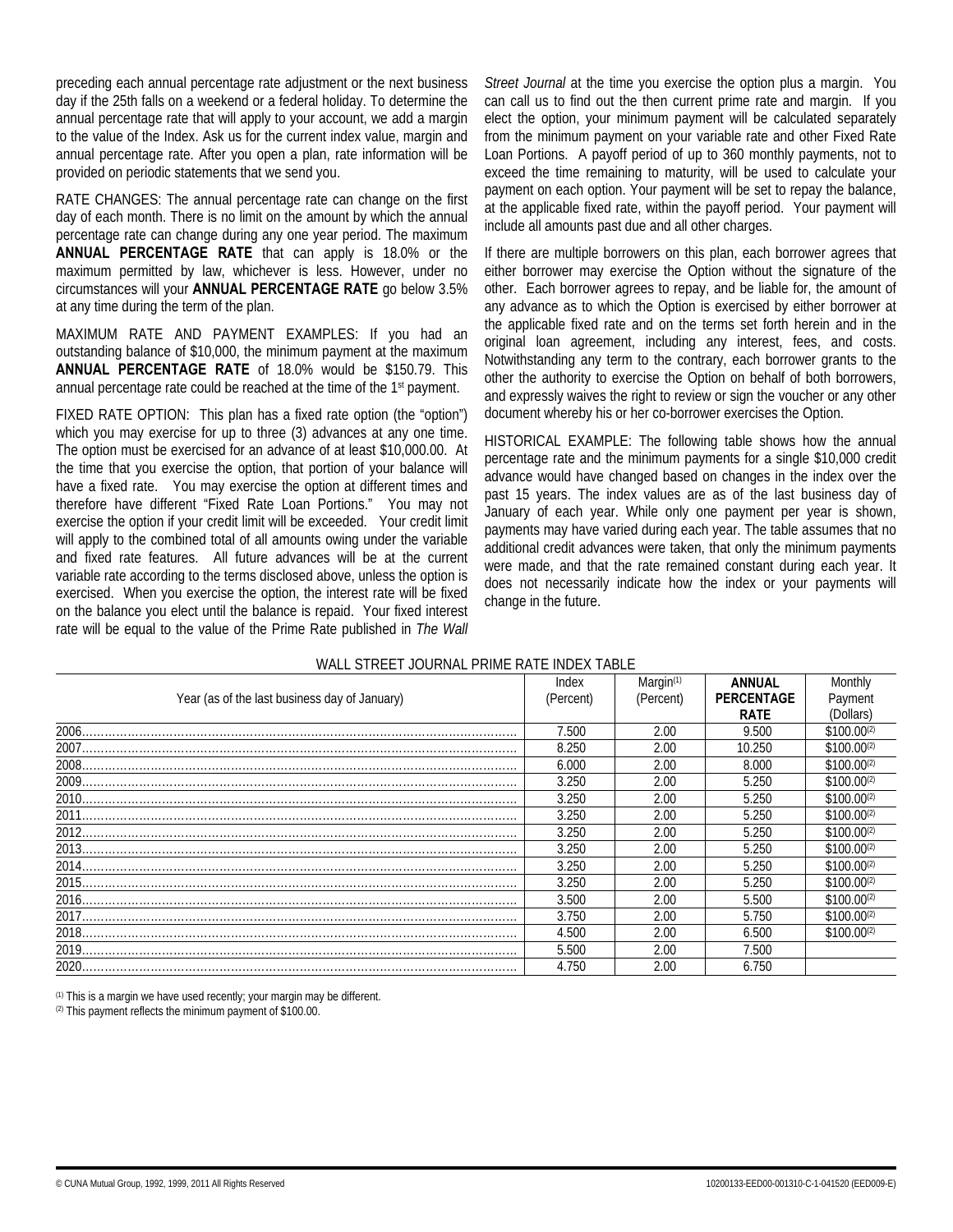preceding each annual percentage rate adjustment or the next business day if the 25th falls on a weekend or a federal holiday. To determine the annual percentage rate that will apply to your account, we add a margin to the value of the Index. Ask us for the current index value, margin and annual percentage rate. After you open a plan, rate information will be provided on periodic statements that we send you.

RATE CHANGES: The annual percentage rate can change on the first day of each month. There is no limit on the amount by which the annual percentage rate can change during any one year period. The maximum **ANNUAL PERCENTAGE RATE** that can apply is 18.0% or the maximum permitted by law, whichever is less. However, under no circumstances will your **ANNUAL PERCENTAGE RATE** go below 3.5% at any time during the term of the plan.

MAXIMUM RATE AND PAYMENT EXAMPLES: If you had an outstanding balance of $10,000, the minimum payment at the maximum **ANNUAL PERCENTAGE RATE** of 18.0% would be $150.79. This annual percentage rate could be reached at the time of the 1st payment.

FIXED RATE OPTION: This plan has a fixed rate option (the "option") which you may exercise for up to three (3) advances at any one time. The option must be exercised for an advance of at least $10,000.00. At the time that you exercise the option, that portion of your balance will have a fixed rate. You may exercise the option at different times and therefore have different "Fixed Rate Loan Portions." You may not exercise the option if your credit limit will be exceeded. Your credit limit will apply to the combined total of all amounts owing under the variable and fixed rate features. All future advances will be at the current variable rate according to the terms disclosed above, unless the option is exercised. When you exercise the option, the interest rate will be fixed on the balance you elect until the balance is repaid. Your fixed interest rate will be equal to the value of the Prime Rate published in *The Wall Street Journal* at the time you exercise the option plus a margin. You can call us to find out the then current prime rate and margin. If you elect the option, your minimum payment will be calculated separately from the minimum payment on your variable rate and other Fixed Rate Loan Portions. A payoff period of up to 360 monthly payments, not to exceed the time remaining to maturity, will be used to calculate your payment on each option. Your payment will be set to repay the balance, at the applicable fixed rate, within the payoff period. Your payment will include all amounts past due and all other charges.

If there are multiple borrowers on this plan, each borrower agrees that either borrower may exercise the Option without the signature of the other. Each borrower agrees to repay, and be liable for, the amount of any advance as to which the Option is exercised by either borrower at the applicable fixed rate and on the terms set forth herein and in the original loan agreement, including any interest, fees, and costs. Notwithstanding any term to the contrary, each borrower grants to the other the authority to exercise the Option on behalf of both borrowers, and expressly waives the right to review or sign the voucher or any other document whereby his or her co-borrower exercises the Option.

HISTORICAL EXAMPLE: The following table shows how the annual percentage rate and the minimum payments for a single $10,000 credit advance would have changed based on changes in the index over the past 15 years. The index values are as of the last business day of January of each year. While only one payment per year is shown, payments may have varied during each year. The table assumes that no additional credit advances were taken, that only the minimum payments were made, and that the rate remained constant during each year. It does not necessarily indicate how the index or your payments will change in the future.

WALL STREET JOURNAL PRIME RATE INDEX TABLE

| Year (as of the last business day of January) | Index (Percent) | Margin[1] (Percent) | **ANNUAL PERCENTAGE RATE** | Monthly Payment (Dollars) |
|---|---|---|---|---|
| 2006 | 7.500 | 2.00 | 9.500 | $100.00[2] |
| 2007 | 8.250 | 2.00 | 10.250 | $100.00[2] |
| 2008 | 6.000 | 2.00 | 8.000 | $100.00[2] |
| 2009 | 3.250 | 2.00 | 5.250 | $100.00[2] |
| 2010 | 3.250 | 2.00 | 5.250 | $100.00[2] |
| 2011 | 3.250 | 2.00 | 5.250 | $100.00[2] |
| 2012 | 3.250 | 2.00 | 5.250 | $100.00[2] |
| 2013 | 3.250 | 2.00 | 5.250 | $100.00[2] |
| 2014 | 3.250 | 2.00 | 5.250 | $100.00[2] |
| 2015 | 3.250 | 2.00 | 5.250 | $100.00[2] |
| 2016 | 3.500 | 2.00 | 5.500 | $100.00[2] |
| 2017 | 3.750 | 2.00 | 5.750 | $100.00[2] |
| 2018 | 4.500 | 2.00 | 6.500 | $100.00[2] |
| 2019 | 5.500 | 2.00 | 7.500 | |
| 2020 | 4.750 | 2.00 | 6.750 | |

[1] This is a margin we have used recently; your margin may be different.
[2] This payment reflects the minimum payment of $100.00.

© CUNA Mutual Group, 1992, 1999, 2011 All Rights Reserved 10200133-EED00-001310-C-1-041520 (EED009-E)